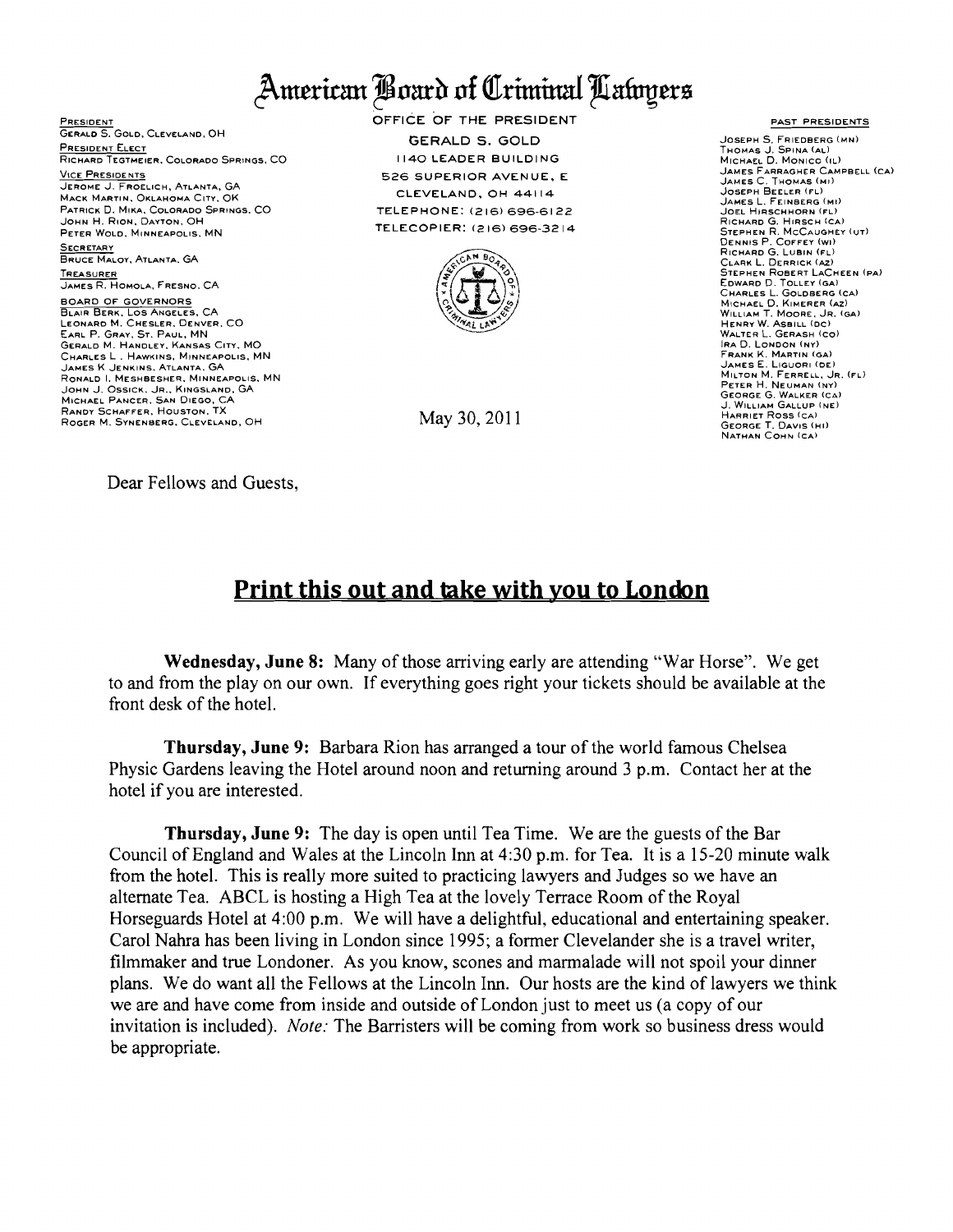# American Board of Criminal Lawyers

**PRESIDENT**
GERALD S. GOLD, CLEVELAND, OH

**PRESIDENT ELECT**
RICHARD TEGTMEIER, COLORADO SPRINGS, CO

**VICE PRESIDENTS**
JEROME J. FROELICH, ATLANTA, GA
MACK MARTIN, OKLAHOMA CITY, OK
PATRICK D. MIKA, COLORADO SPRINGS, CO
JOHN H. RION, DAYTON, OH
PETER WOLD, MINNEAPOLIS, MN

**SECRETARY**
BRUCE MALOY, ATLANTA, GA

**TREASURER**
JAMES R. HOMOLA, FRESNO, CA

**BOARD OF GOVERNORS**
BLAIR BERK, LOS ANGELES, CA
LEONARD M. CHESLER, DENVER, CO
EARL P. GRAY, ST. PAUL, MN
GERALD M. HANDLEY, KANSAS CITY, MO
CHARLES L. HAWKINS, MINNEAPOLIS, MN
JAMES K JENKINS, ATLANTA, GA
RONALD I. MESHBESHER, MINNEAPOLIS, MN
JOHN J. OSSICK, JR., KINGSLAND, GA
MICHAEL PANCER, SAN DIEGO, CA
RANDY SCHAFFER, HOUSTON, TX
ROGER M. SYNENBERG, CLEVELAND, OH

OFFICE OF THE PRESIDENT
GERALD S. GOLD
1140 LEADER BUILDING
526 SUPERIOR AVENUE, E
CLEVELAND, OH 44114
TELEPHONE: (216) 696-6122
TELECOPIER: (216) 696-3214

**PAST PRESIDENTS**
JOSEPH S. FRIEDBERG (MN)
THOMAS J. SPINA (AL)
MICHAEL D. MONICO (IL)
JAMES FARRAGHER CAMPBELL (CA)
JAMES C. THOMAS (MI)
JOSEPH BEELER (FL)
JAMES L. FEINBERG (MI)
JOEL HIRSCHHORN (FL)
RICHARD G. HIRSCH (CA)
STEPHEN R. MCCAUGHEY (UT)
DENNIS P. COFFEY (WI)
RICHARD G. LUBIN (FL)
CLARK L. DERRICK (AZ)
STEPHEN ROBERT LACHEEN (PA)
EDWARD D. TOLLEY (GA)
CHARLES L. GOLDBERG (CA)
MICHAEL D. KIMERER (AZ)
WILLIAM T. MOORE, JR. (GA)
HENRY W. ASBILL (DC)
WALTER L. GERASH (CO)
IRA D. LONDON (NY)
FRANK K. MARTIN (GA)
JAMES E. LIGUORI (DE)
MILTON M. FERRELL, JR. (FL)
PETER H. NEUMAN (NY)
GEORGE G. WALKER (CA)
J. WILLIAM GALLUP (NE)
HARRIET ROSS (CA)
GEORGE T. DAVIS (HI)
NATHAN COHN (CA)

May 30, 2011

Dear Fellows and Guests,

## Print this out and take with you to London

**Wednesday, June 8:** Many of those arriving early are attending "War Horse". We get to and from the play on our own. If everything goes right your tickets should be available at the front desk of the hotel.

**Thursday, June 9:** Barbara Rion has arranged a tour of the world famous Chelsea Physic Gardens leaving the Hotel around noon and returning around 3 p.m. Contact her at the hotel if you are interested.

**Thursday, June 9:** The day is open until Tea Time. We are the guests of the Bar Council of England and Wales at the Lincoln Inn at 4:30 p.m. for Tea. It is a 15-20 minute walk from the hotel. This is really more suited to practicing lawyers and Judges so we have an alternate Tea. ABCL is hosting a High Tea at the lovely Terrace Room of the Royal Horseguards Hotel at 4:00 p.m. We will have a delightful, educational and entertaining speaker. Carol Nahra has been living in London since 1995; a former Clevelander she is a travel writer, filmmaker and true Londoner. As you know, scones and marmalade will not spoil your dinner plans. We do want all the Fellows at the Lincoln Inn. Our hosts are the kind of lawyers we think we are and have come from inside and outside of London just to meet us (a copy of our invitation is included). *Note:* The Barristers will be coming from work so business dress would be appropriate.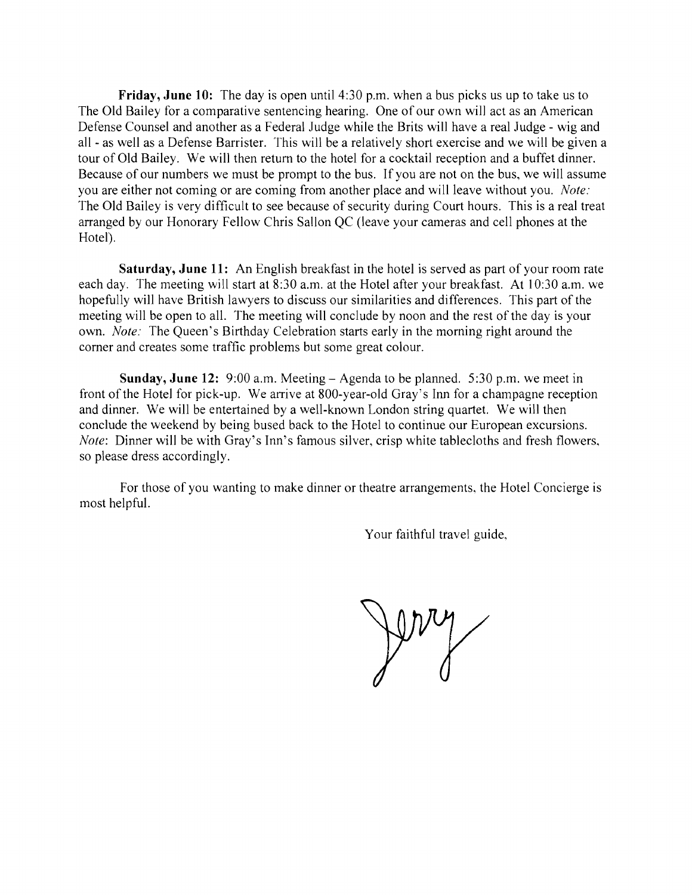**Friday, June 10:** The day is open until 4:30 p.m. when a bus picks us up to take us to The Old Bailey for a comparative sentencing hearing. One of our own will act as an American Defense Counsel and another as a Federal Judge while the Brits will have a real Judge - wig and all - as well as a Defense Barrister. This will be a relatively short exercise and we will be given a tour of Old Bailey. We will then return to the hotel for a cocktail reception and a buffet dinner. Because of our numbers we must be prompt to the bus. If you are not on the bus, we will assume you are either not coming or are coming from another place and will leave without you. *Note:* The Old Bailey is very difficult to see because of security during Court hours. This is a real treat arranged by our Honorary Fellow Chris Sallon QC (leave your cameras and cell phones at the Hotel).

**Saturday, June 11:** An English breakfast in the hotel is served as part of your room rate each day. The meeting will start at 8:30 a.m. at the Hotel after your breakfast. At 10:30 a.m. we hopefully will have British lawyers to discuss our similarities and differences. This part of the meeting will be open to all. The meeting will conclude by noon and the rest of the day is your own. *Note:* The Queen's Birthday Celebration starts early in the morning right around the corner and creates some traffic problems but some great colour.

**Sunday, June 12:** 9:00 a.m. Meeting – Agenda to be planned. 5:30 p.m. we meet in front of the Hotel for pick-up. We arrive at 800-year-old Gray's Inn for a champagne reception and dinner. We will be entertained by a well-known London string quartet. We will then conclude the weekend by being bused back to the Hotel to continue our European excursions. *Note*: Dinner will be with Gray's Inn's famous silver, crisp white tablecloths and fresh flowers, so please dress accordingly.

For those of you wanting to make dinner or theatre arrangements, the Hotel Concierge is most helpful.

Your faithful travel guide,

Jerry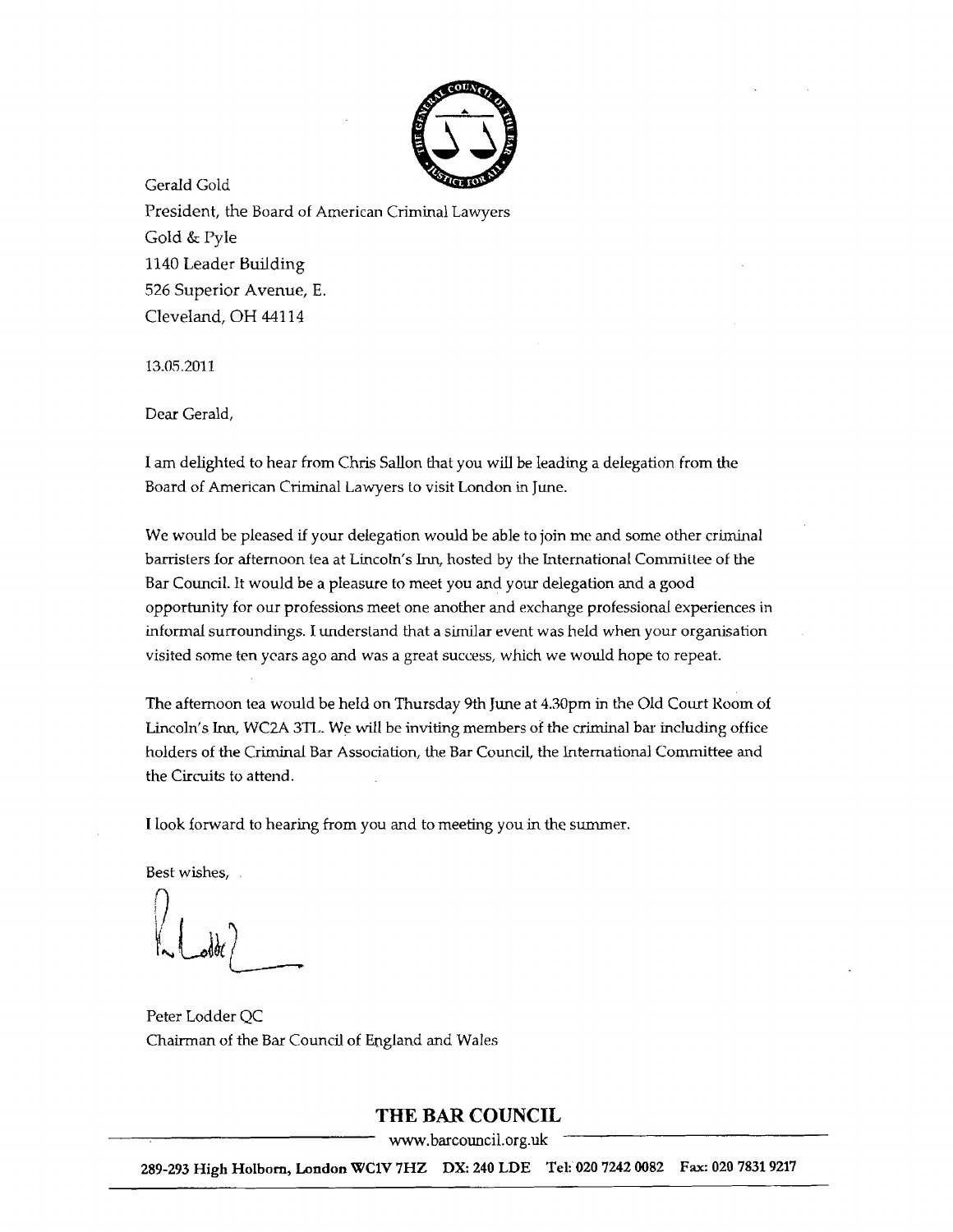Gerald Gold
President, the Board of American Criminal Lawyers
Gold & Pyle
1140 Leader Building
526 Superior Avenue, E.
Cleveland, OH 44114

13.05.2011

Dear Gerald,

I am delighted to hear from Chris Sallon that you will be leading a delegation from the Board of American Criminal Lawyers to visit London in June.

We would be pleased if your delegation would be able to join me and some other criminal barristers for afternoon tea at Lincoln's Inn, hosted by the International Committee of the Bar Council. It would be a pleasure to meet you and your delegation and a good opportunity for our professions meet one another and exchange professional experiences in informal surroundings. I understand that a similar event was held when your organisation visited some ten years ago and was a great success, which we would hope to repeat.

The afternoon tea would be held on Thursday 9th June at 4.30pm in the Old Court Room of Lincoln's Inn, WC2A 3TL. We will be inviting members of the criminal bar including office holders of the Criminal Bar Association, the Bar Council, the International Committee and the Circuits to attend.

I look forward to hearing from you and to meeting you in the summer.

Best wishes,

Peter Lodder QC
Chairman of the Bar Council of England and Wales

**THE BAR COUNCIL**

www.barcouncil.org.uk

**289-293 High Holborn, London WC1V 7HZ DX: 240 LDE Tel: 020 7242 0082 Fax: 020 7831 9217**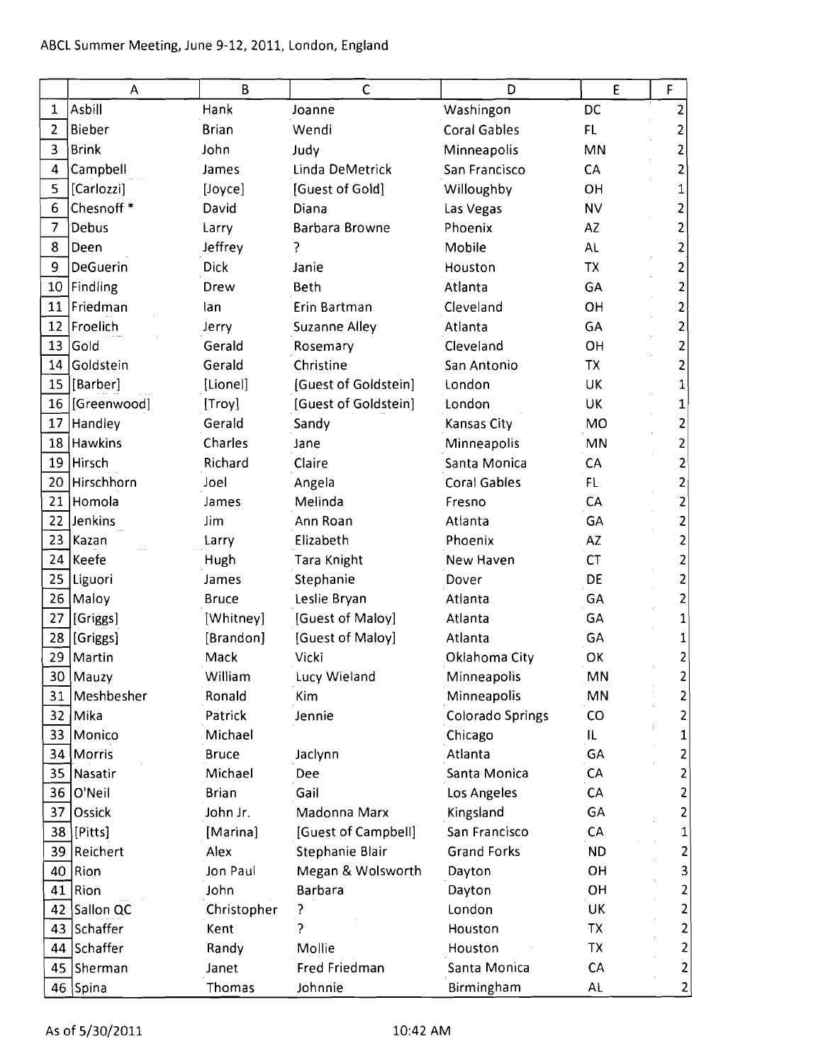ABCL Summer Meeting, June 9-12, 2011, London, England

| | A | B | C | D | E | F |
|---|---|---|---|---|---|---|
| 1 | Asbill | Hank | Joanne | Washingon | DC | 2 |
| 2 | Bieber | Brian | Wendi | Coral Gables | FL | 2 |
| 3 | Brink | John | Judy | Minneapolis | MN | 2 |
| 4 | Campbell | James | Linda DeMetrick | San Francisco | CA | 2 |
| 5 | [Carlozzi] | [Joyce] | [Guest of Gold] | Willoughby | OH | 1 |
| 6 | Chesnoff * | David | Diana | Las Vegas | NV | 2 |
| 7 | Debus | Larry | Barbara Browne | Phoenix | AZ | 2 |
| 8 | Deen | Jeffrey | ? | Mobile | AL | 2 |
| 9 | DeGuerin | Dick | Janie | Houston | TX | 2 |
| 10 | Findling | Drew | Beth | Atlanta | GA | 2 |
| 11 | Friedman | Ian | Erin Bartman | Cleveland | OH | 2 |
| 12 | Froelich | Jerry | Suzanne Alley | Atlanta | GA | 2 |
| 13 | Gold | Gerald | Rosemary | Cleveland | OH | 2 |
| 14 | Goldstein | Gerald | Christine | San Antonio | TX | 2 |
| 15 | [Barber] | [Lionel] | [Guest of Goldstein] | London | UK | 1 |
| 16 | [Greenwood] | [Troy] | [Guest of Goldstein] | London | UK | 1 |
| 17 | Handley | Gerald | Sandy | Kansas City | MO | 2 |
| 18 | Hawkins | Charles | Jane | Minneapolis | MN | 2 |
| 19 | Hirsch | Richard | Claire | Santa Monica | CA | 2 |
| 20 | Hirschhorn | Joel | Angela | Coral Gables | FL | 2 |
| 21 | Homola | James | Melinda | Fresno | CA | 2 |
| 22 | Jenkins | Jim | Ann Roan | Atlanta | GA | 2 |
| 23 | Kazan | Larry | Elizabeth | Phoenix | AZ | 2 |
| 24 | Keefe | Hugh | Tara Knight | New Haven | CT | 2 |
| 25 | Liguori | James | Stephanie | Dover | DE | 2 |
| 26 | Maloy | Bruce | Leslie Bryan | Atlanta | GA | 2 |
| 27 | [Griggs] | [Whitney] | [Guest of Maloy] | Atlanta | GA | 1 |
| 28 | [Griggs] | [Brandon] | [Guest of Maloy] | Atlanta | GA | 1 |
| 29 | Martin | Mack | Vicki | Oklahoma City | OK | 2 |
| 30 | Mauzy | William | Lucy Wieland | Minneapolis | MN | 2 |
| 31 | Meshbesher | Ronald | Kim | Minneapolis | MN | 2 |
| 32 | Mika | Patrick | Jennie | Colorado Springs | CO | 2 |
| 33 | Monico | Michael | | Chicago | IL | 1 |
| 34 | Morris | Bruce | Jaclynn | Atlanta | GA | 2 |
| 35 | Nasatir | Michael | Dee | Santa Monica | CA | 2 |
| 36 | O'Neil | Brian | Gail | Los Angeles | CA | 2 |
| 37 | Ossick | John Jr. | Madonna Marx | Kingsland | GA | 2 |
| 38 | [Pitts] | [Marina] | [Guest of Campbell] | San Francisco | CA | 1 |
| 39 | Reichert | Alex | Stephanie Blair | Grand Forks | ND | 2 |
| 40 | Rion | Jon Paul | Megan & Wolsworth | Dayton | OH | 3 |
| 41 | Rion | John | Barbara | Dayton | OH | 2 |
| 42 | Sallon QC | Christopher | ? | London | UK | 2 |
| 43 | Schaffer | Kent | ? | Houston | TX | 2 |
| 44 | Schaffer | Randy | Mollie | Houston | TX | 2 |
| 45 | Sherman | Janet | Fred Friedman | Santa Monica | CA | 2 |
| 46 | Spina | Thomas | Johnnie | Birmingham | AL | 2 |

As of 5/30/2011 10:42 AM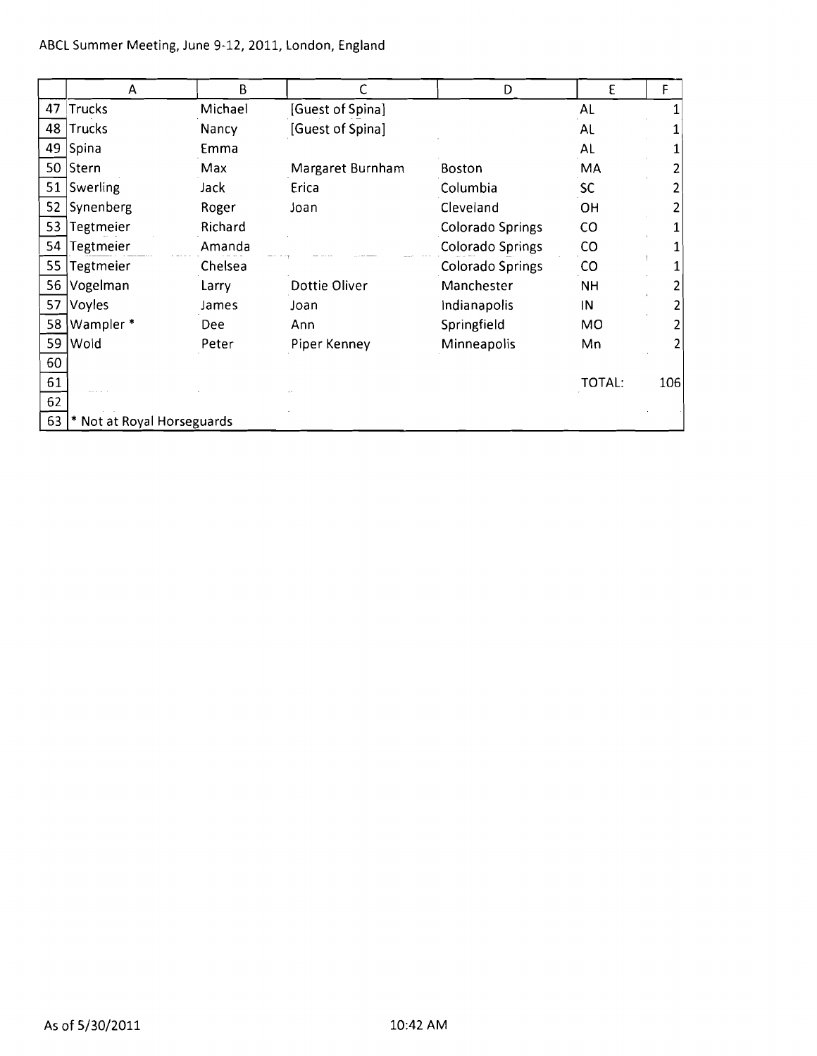ABCL Summer Meeting, June 9-12, 2011, London, England

| | A | B | C | D | E | F |
|---|---|---|---|---|---|---|
| 47 | Trucks | Michael | [Guest of Spina] | | AL | 1 |
| 48 | Trucks | Nancy | [Guest of Spina] | | AL | 1 |
| 49 | Spina | Emma | | | AL | 1 |
| 50 | Stern | Max | Margaret Burnham | Boston | MA | 2 |
| 51 | Swerling | Jack | Erica | Columbia | SC | 2 |
| 52 | Synenberg | Roger | Joan | Cleveland | OH | 2 |
| 53 | Tegtmeier | Richard | | Colorado Springs | CO | 1 |
| 54 | Tegtmeier | Amanda | | Colorado Springs | CO | 1 |
| 55 | Tegtmeier | Chelsea | | Colorado Springs | CO | 1 |
| 56 | Vogelman | Larry | Dottie Oliver | Manchester | NH | 2 |
| 57 | Voyles | James | Joan | Indianapolis | IN | 2 |
| 58 | Wampler * | Dee | Ann | Springfield | MO | 2 |
| 59 | Wold | Peter | Piper Kenney | Minneapolis | Mn | 2 |
| 60 | | | | | | |
| 61 | | | | | TOTAL: | 106 |
| 62 | | | | | | |
| 63 | * Not at Royal Horseguards | | | | | |

As of 5/30/2011 10:42 AM